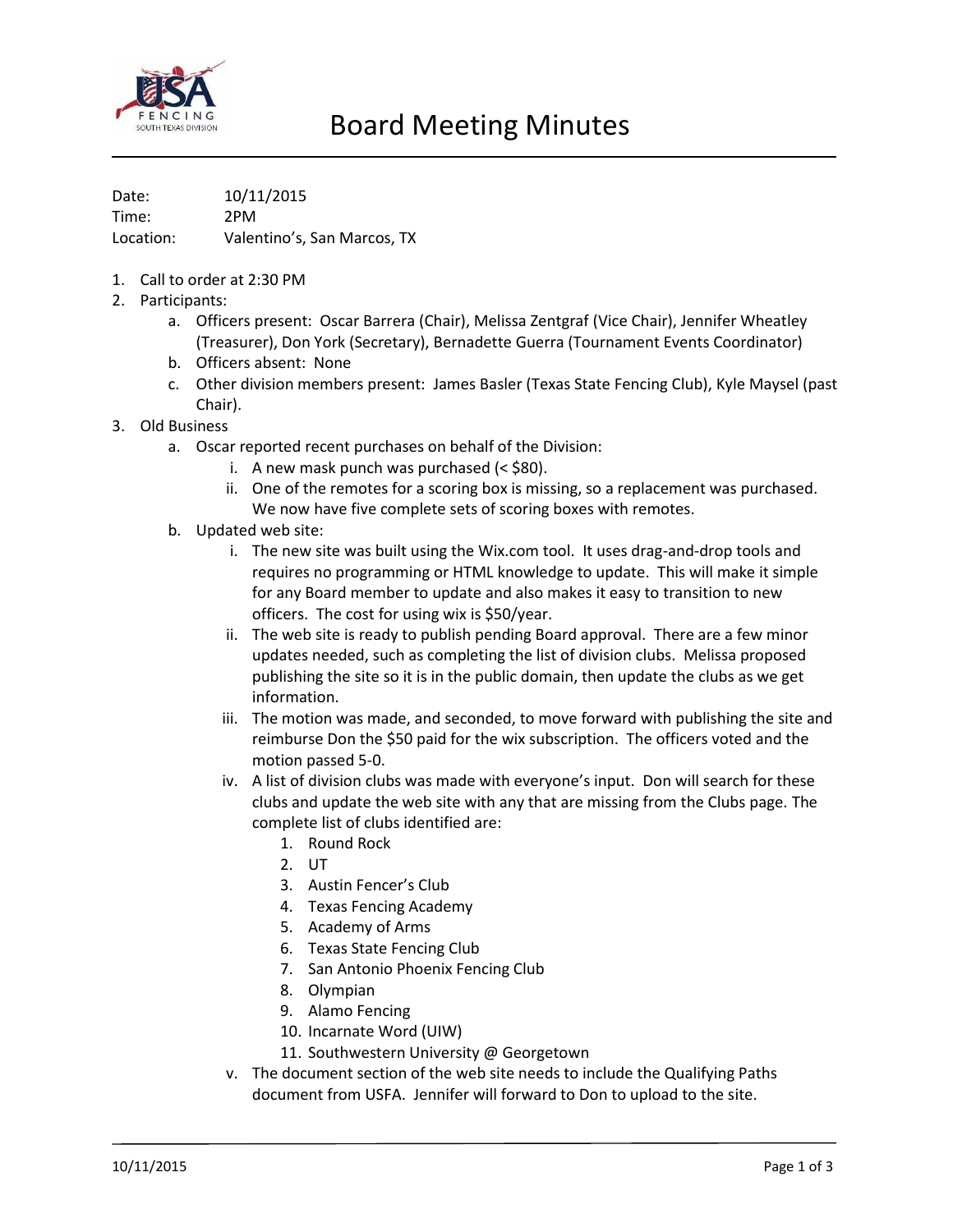# Board Meeting Minutes

Date: 10/11/2015
Time: 2PM
Location: Valentino's, San Marcos, TX

1. Call to order at 2:30 PM
2. Participants:
    a. Officers present: Oscar Barrera (Chair), Melissa Zentgraf (Vice Chair), Jennifer Wheatley (Treasurer), Don York (Secretary), Bernadette Guerra (Tournament Events Coordinator)
    b. Officers absent: None
    c. Other division members present: James Basler (Texas State Fencing Club), Kyle Maysel (past Chair).
3. Old Business
    a. Oscar reported recent purchases on behalf of the Division:
        i. A new mask punch was purchased (< $80).
        ii. One of the remotes for a scoring box is missing, so a replacement was purchased. We now have five complete sets of scoring boxes with remotes.
    b. Updated web site:
        i. The new site was built using the Wix.com tool. It uses drag-and-drop tools and requires no programming or HTML knowledge to update. This will make it simple for any Board member to update and also makes it easy to transition to new officers. The cost for using wix is $50/year.
        ii. The web site is ready to publish pending Board approval. There are a few minor updates needed, such as completing the list of division clubs. Melissa proposed publishing the site so it is in the public domain, then update the clubs as we get information.
        iii. The motion was made, and seconded, to move forward with publishing the site and reimburse Don the $50 paid for the wix subscription. The officers voted and the motion passed 5-0.
        iv. A list of division clubs was made with everyone's input. Don will search for these clubs and update the web site with any that are missing from the Clubs page. The complete list of clubs identified are:
            1. Round Rock
            2. UT
            3. Austin Fencer's Club
            4. Texas Fencing Academy
            5. Academy of Arms
            6. Texas State Fencing Club
            7. San Antonio Phoenix Fencing Club
            8. Olympian
            9. Alamo Fencing
            10. Incarnate Word (UIW)
            11. Southwestern University @ Georgetown
        v. The document section of the web site needs to include the Qualifying Paths document from USFA. Jennifer will forward to Don to upload to the site.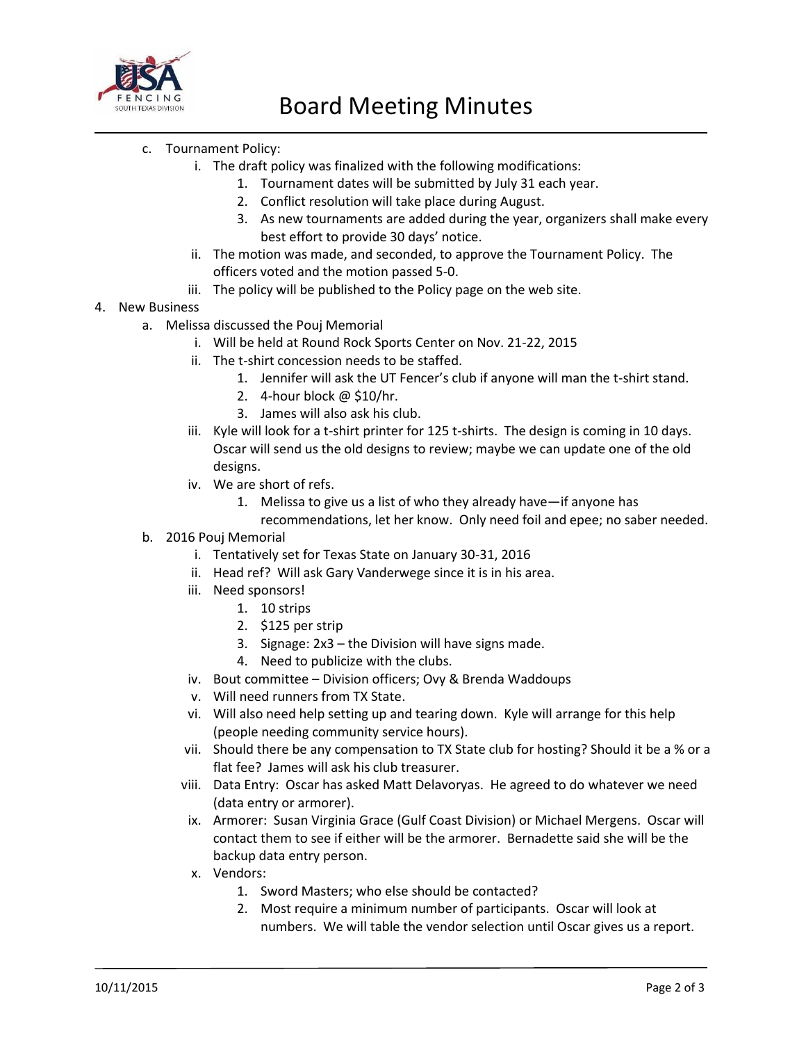# Board Meeting Minutes

c. Tournament Policy:
   i. The draft policy was finalized with the following modifications:
      1. Tournament dates will be submitted by July 31 each year.
      2. Conflict resolution will take place during August.
      3. As new tournaments are added during the year, organizers shall make every best effort to provide 30 days' notice.
   ii. The motion was made, and seconded, to approve the Tournament Policy. The officers voted and the motion passed 5-0.
   iii. The policy will be published to the Policy page on the web site.

4. New Business
   a. Melissa discussed the Pouj Memorial
      i. Will be held at Round Rock Sports Center on Nov. 21-22, 2015
      ii. The t-shirt concession needs to be staffed.
         1. Jennifer will ask the UT Fencer's club if anyone will man the t-shirt stand.
         2. 4-hour block @ $10/hr.
         3. James will also ask his club.
      iii. Kyle will look for a t-shirt printer for 125 t-shirts. The design is coming in 10 days. Oscar will send us the old designs to review; maybe we can update one of the old designs.
      iv. We are short of refs.
         1. Melissa to give us a list of who they already have—if anyone has recommendations, let her know. Only need foil and epee; no saber needed.
   b. 2016 Pouj Memorial
      i. Tentatively set for Texas State on January 30-31, 2016
      ii. Head ref? Will ask Gary Vanderwege since it is in his area.
      iii. Need sponsors!
         1. 10 strips
         2. $125 per strip
         3. Signage: 2x3 – the Division will have signs made.
         4. Need to publicize with the clubs.
      iv. Bout committee – Division officers; Ovy & Brenda Waddoups
      v. Will need runners from TX State.
      vi. Will also need help setting up and tearing down. Kyle will arrange for this help (people needing community service hours).
      vii. Should there be any compensation to TX State club for hosting? Should it be a % or a flat fee? James will ask his club treasurer.
      viii. Data Entry: Oscar has asked Matt Delavoryas. He agreed to do whatever we need (data entry or armorer).
      ix. Armorer: Susan Virginia Grace (Gulf Coast Division) or Michael Mergens. Oscar will contact them to see if either will be the armorer. Bernadette said she will be the backup data entry person.
      x. Vendors:
         1. Sword Masters; who else should be contacted?
         2. Most require a minimum number of participants. Oscar will look at numbers. We will table the vendor selection until Oscar gives us a report.

10/11/2015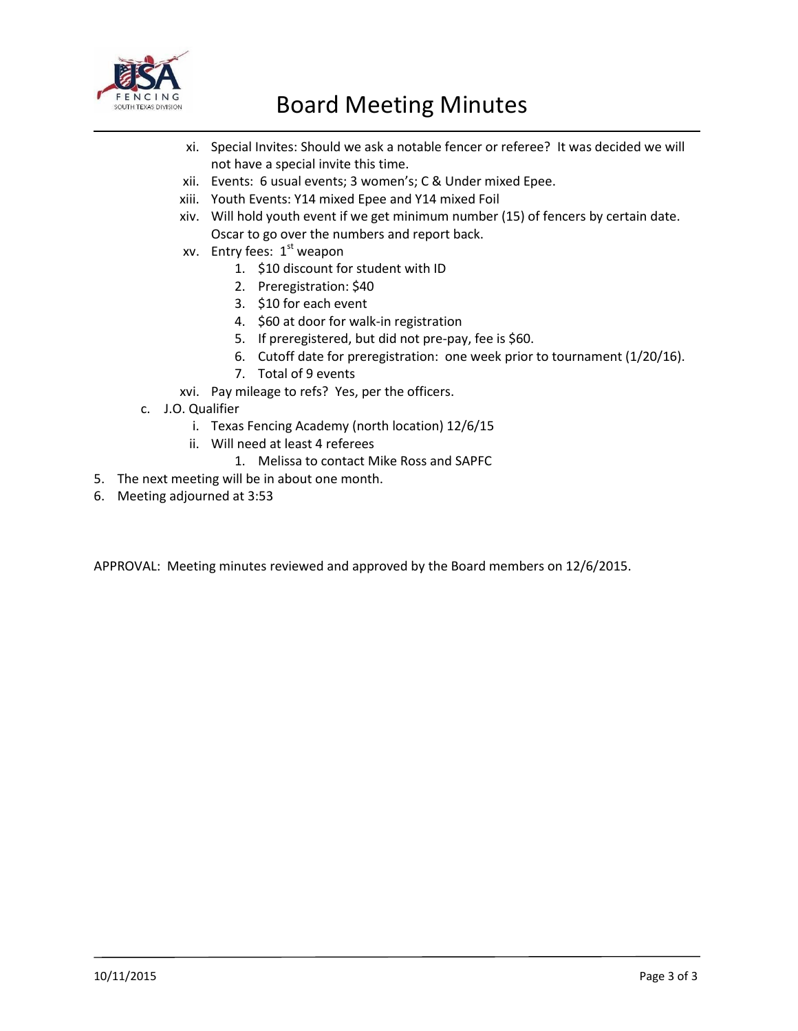# Board Meeting Minutes

xi. Special Invites: Should we ask a notable fencer or referee? It was decided we will not have a special invite this time.

xii. Events: 6 usual events; 3 women's; C & Under mixed Epee.

xiii. Youth Events: Y14 mixed Epee and Y14 mixed Foil

xiv. Will hold youth event if we get minimum number (15) of fencers by certain date. Oscar to go over the numbers and report back.

xv. Entry fees: 1st weapon

1. $10 discount for student with ID
2. Preregistration: $40
3. $10 for each event
4. $60 at door for walk-in registration
5. If preregistered, but did not pre-pay, fee is $60.
6. Cutoff date for preregistration: one week prior to tournament (1/20/16).
7. Total of 9 events

xvi. Pay mileage to refs? Yes, per the officers.

c. J.O. Qualifier

i. Texas Fencing Academy (north location) 12/6/15

ii. Will need at least 4 referees

1. Melissa to contact Mike Ross and SAPFC

5. The next meeting will be in about one month.
6. Meeting adjourned at 3:53

APPROVAL: Meeting minutes reviewed and approved by the Board members on 12/6/2015.